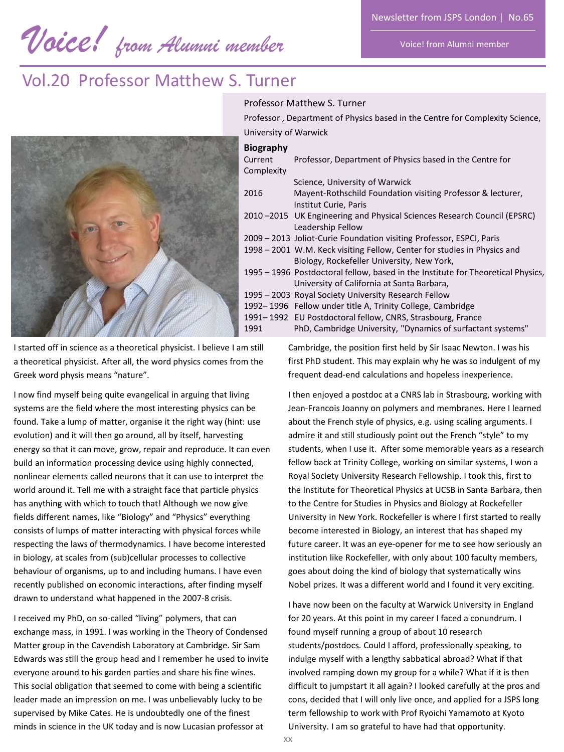# Voice! from Alumni member

## Vol.20 Professor Matthew S. Turner

Professor Matthew S. Turner

Professor , Department of Physics based in the Centre for Complexity Science, University of Warwick

**Biography**

| | |
|---|---|
| Current | Professor, Department of Physics based in the Centre for Complexity Science, University of Warwick |
| 2016 | Mayent-Rothschild Foundation visiting Professor & lecturer, Institut Curie, Paris |
| 2010 –2015 | UK Engineering and Physical Sciences Research Council (EPSRC) Leadership Fellow |
| 2009 – 2013 | Joliot-Curie Foundation visiting Professor, ESPCI, Paris |
| 1998 – 2001 | W.M. Keck visiting Fellow, Center for studies in Physics and Biology, Rockefeller University, New York, |
| 1995 – 1996 | Postdoctoral fellow, based in the Institute for Theoretical Physics, University of California at Santa Barbara, |
| 1995 – 2003 | Royal Society University Research Fellow |
| 1992– 1996 | Fellow under title A, Trinity College, Cambridge |
| 1991– 1992 | EU Postdoctoral fellow, CNRS, Strasbourg, France |
| 1991 | PhD, Cambridge University, "Dynamics of surfactant systems" |

I started off in science as a theoretical physicist. I believe I am still a theoretical physicist. After all, the word physics comes from the Greek word physis means "nature".

I now find myself being quite evangelical in arguing that living systems are the field where the most interesting physics can be found. Take a lump of matter, organise it the right way (hint: use evolution) and it will then go around, all by itself, harvesting energy so that it can move, grow, repair and reproduce. It can even build an information processing device using highly connected, nonlinear elements called neurons that it can use to interpret the world around it. Tell me with a straight face that particle physics has anything with which to touch that! Although we now give fields different names, like "Biology" and "Physics" everything consists of lumps of matter interacting with physical forces while respecting the laws of thermodynamics. I have become interested in biology, at scales from (sub)cellular processes to collective behaviour of organisms, up to and including humans. I have even recently published on economic interactions, after finding myself drawn to understand what happened in the 2007-8 crisis.

I received my PhD, on so-called "living" polymers, that can exchange mass, in 1991. I was working in the Theory of Condensed Matter group in the Cavendish Laboratory at Cambridge. Sir Sam Edwards was still the group head and I remember he used to invite everyone around to his garden parties and share his fine wines. This social obligation that seemed to come with being a scientific leader made an impression on me. I was unbelievably lucky to be supervised by Mike Cates. He is undoubtedly one of the finest minds in science in the UK today and is now Lucasian professor at Cambridge, the position first held by Sir Isaac Newton. I was his first PhD student. This may explain why he was so indulgent of my frequent dead-end calculations and hopeless inexperience.

I then enjoyed a postdoc at a CNRS lab in Strasbourg, working with Jean-Francois Joanny on polymers and membranes. Here I learned about the French style of physics, e.g. using scaling arguments. I admire it and still studiously point out the French "style" to my students, when I use it. After some memorable years as a research fellow back at Trinity College, working on similar systems, I won a Royal Society University Research Fellowship. I took this, first to the Institute for Theoretical Physics at UCSB in Santa Barbara, then to the Centre for Studies in Physics and Biology at Rockefeller University in New York. Rockefeller is where I first started to really become interested in Biology, an interest that has shaped my future career. It was an eye-opener for me to see how seriously an institution like Rockefeller, with only about 100 faculty members, goes about doing the kind of biology that systematically wins Nobel prizes. It was a different world and I found it very exciting.

I have now been on the faculty at Warwick University in England for 20 years. At this point in my career I faced a conundrum. I found myself running a group of about 10 research students/postdocs. Could I afford, professionally speaking, to indulge myself with a lengthy sabbatical abroad? What if that involved ramping down my group for a while? What if it is then difficult to jumpstart it all again? I looked carefully at the pros and cons, decided that I will only live once, and applied for a JSPS long term fellowship to work with Prof Ryoichi Yamamoto at Kyoto University. I am so grateful to have had that opportunity.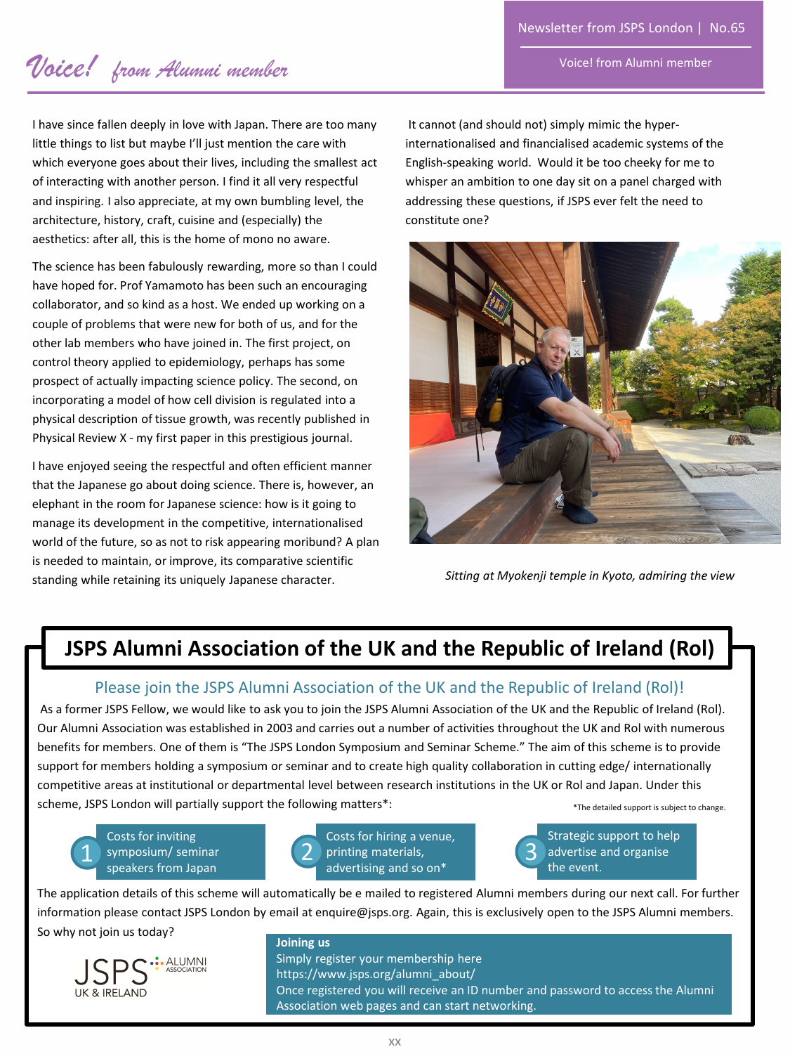# *Voice! from Alumni member*

I have since fallen deeply in love with Japan. There are too many little things to list but maybe I'll just mention the care with which everyone goes about their lives, including the smallest act of interacting with another person. I find it all very respectful and inspiring. I also appreciate, at my own bumbling level, the architecture, history, craft, cuisine and (especially) the aesthetics: after all, this is the home of mono no aware.

The science has been fabulously rewarding, more so than I could have hoped for. Prof Yamamoto has been such an encouraging collaborator, and so kind as a host. We ended up working on a couple of problems that were new for both of us, and for the other lab members who have joined in. The first project, on control theory applied to epidemiology, perhaps has some prospect of actually impacting science policy. The second, on incorporating a model of how cell division is regulated into a physical description of tissue growth, was recently published in Physical Review X - my first paper in this prestigious journal.

I have enjoyed seeing the respectful and often efficient manner that the Japanese go about doing science. There is, however, an elephant in the room for Japanese science: how is it going to manage its development in the competitive, internationalised world of the future, so as not to risk appearing moribund? A plan is needed to maintain, or improve, its comparative scientific standing while retaining its uniquely Japanese character. It cannot (and should not) simply mimic the hyper-internationalised and financialised academic systems of the English-speaking world. Would it be too cheeky for me to whisper an ambition to one day sit on a panel charged with addressing these questions, if JSPS ever felt the need to constitute one?

*Sitting at Myokenji temple in Kyoto, admiring the view*

## JSPS Alumni Association of the UK and the Republic of Ireland (RoI)

### Please join the JSPS Alumni Association of the UK and the Republic of Ireland (RoI)!

As a former JSPS Fellow, we would like to ask you to join the JSPS Alumni Association of the UK and the Republic of Ireland (RoI). Our Alumni Association was established in 2003 and carries out a number of activities throughout the UK and RoI with numerous benefits for members. One of them is "The JSPS London Symposium and Seminar Scheme." The aim of this scheme is to provide support for members holding a symposium or seminar and to create high quality collaboration in cutting edge/ internationally competitive areas at institutional or departmental level between research institutions in the UK or RoI and Japan. Under this scheme, JSPS London will partially support the following matters*:

*The detailed support is subject to change.

1. Costs for inviting symposium/ seminar speakers from Japan
2. Costs for hiring a venue, printing materials, advertising and so on*
3. Strategic support to help advertise and organise the event.

The application details of this scheme will automatically be e mailed to registered Alumni members during our next call. For further information please contact JSPS London by email at enquire@jsps.org. Again, this is exclusively open to the JSPS Alumni members. So why not join us today?

JSPS ALUMNI ASSOCIATION UK & IRELAND

**Joining us**
Simply register your membership here
https://www.jsps.org/alumni_about/
Once registered you will receive an ID number and password to access the Alumni Association web pages and can start networking.